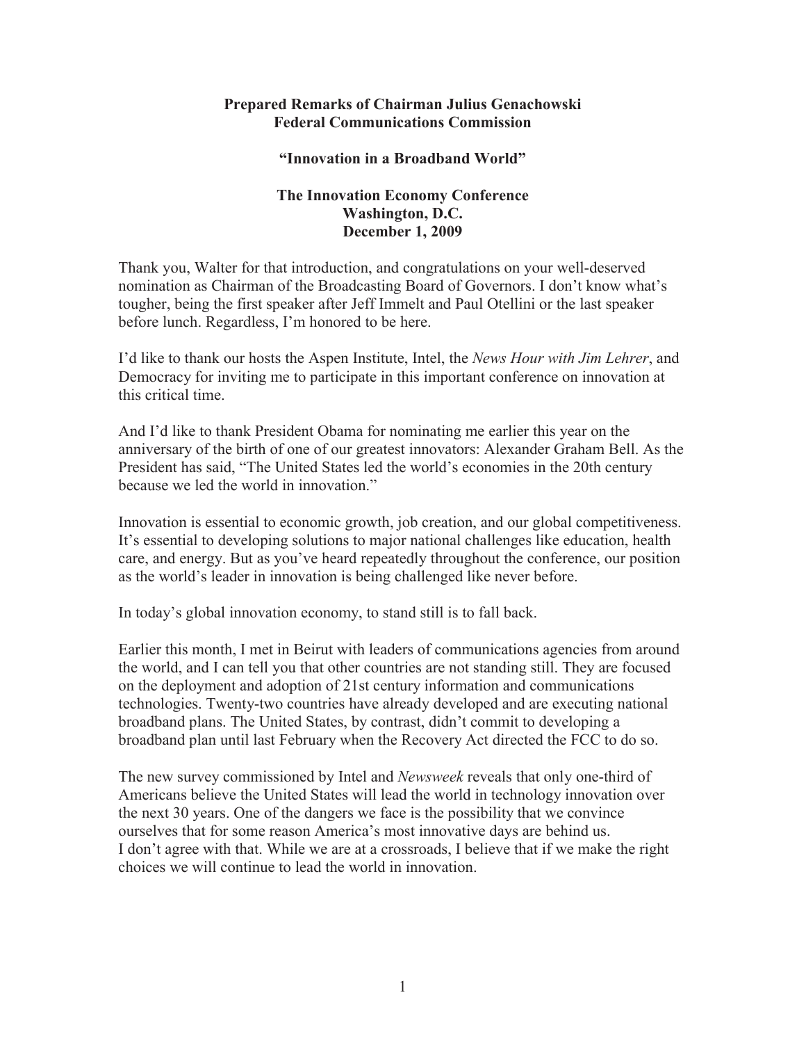**Prepared Remarks of Chairman Julius Genachowski**
**Federal Communications Commission**

**"Innovation in a Broadband World"**

**The Innovation Economy Conference**
**Washington, D.C.**
**December 1, 2009**

Thank you, Walter for that introduction, and congratulations on your well-deserved nomination as Chairman of the Broadcasting Board of Governors. I don't know what's tougher, being the first speaker after Jeff Immelt and Paul Otellini or the last speaker before lunch. Regardless, I'm honored to be here.

I'd like to thank our hosts the Aspen Institute, Intel, the *News Hour with Jim Lehrer*, and Democracy for inviting me to participate in this important conference on innovation at this critical time.

And I'd like to thank President Obama for nominating me earlier this year on the anniversary of the birth of one of our greatest innovators: Alexander Graham Bell. As the President has said, "The United States led the world's economies in the 20th century because we led the world in innovation."

Innovation is essential to economic growth, job creation, and our global competitiveness. It's essential to developing solutions to major national challenges like education, health care, and energy. But as you've heard repeatedly throughout the conference, our position as the world's leader in innovation is being challenged like never before.

In today's global innovation economy, to stand still is to fall back.

Earlier this month, I met in Beirut with leaders of communications agencies from around the world, and I can tell you that other countries are not standing still. They are focused on the deployment and adoption of 21st century information and communications technologies. Twenty-two countries have already developed and are executing national broadband plans. The United States, by contrast, didn't commit to developing a broadband plan until last February when the Recovery Act directed the FCC to do so.

The new survey commissioned by Intel and *Newsweek* reveals that only one-third of Americans believe the United States will lead the world in technology innovation over the next 30 years. One of the dangers we face is the possibility that we convince ourselves that for some reason America's most innovative days are behind us. I don't agree with that. While we are at a crossroads, I believe that if we make the right choices we will continue to lead the world in innovation.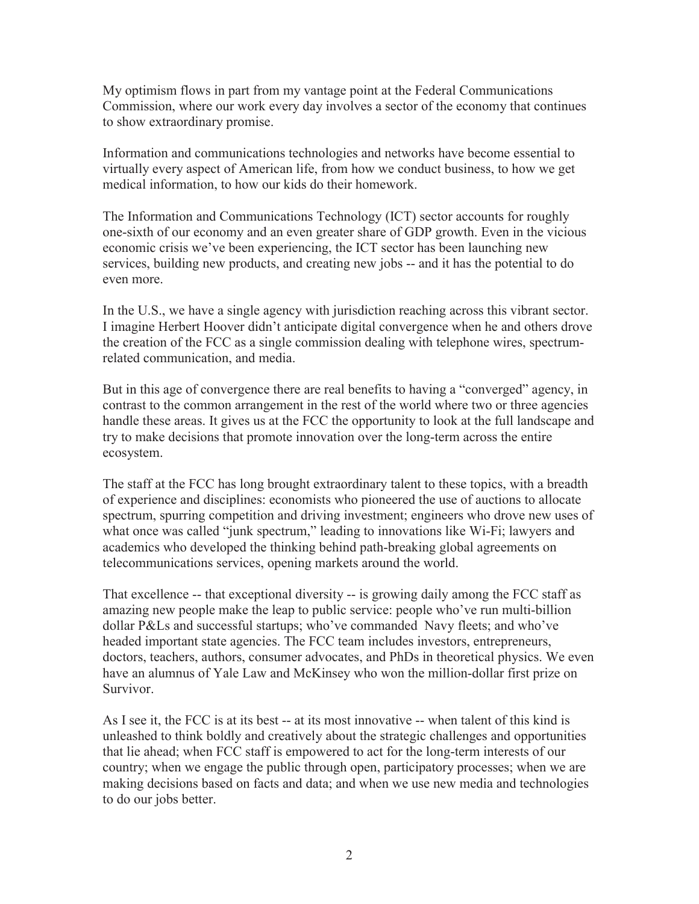My optimism flows in part from my vantage point at the Federal Communications Commission, where our work every day involves a sector of the economy that continues to show extraordinary promise.

Information and communications technologies and networks have become essential to virtually every aspect of American life, from how we conduct business, to how we get medical information, to how our kids do their homework.

The Information and Communications Technology (ICT) sector accounts for roughly one-sixth of our economy and an even greater share of GDP growth. Even in the vicious economic crisis we've been experiencing, the ICT sector has been launching new services, building new products, and creating new jobs -- and it has the potential to do even more.

In the U.S., we have a single agency with jurisdiction reaching across this vibrant sector. I imagine Herbert Hoover didn't anticipate digital convergence when he and others drove the creation of the FCC as a single commission dealing with telephone wires, spectrum-related communication, and media.

But in this age of convergence there are real benefits to having a "converged" agency, in contrast to the common arrangement in the rest of the world where two or three agencies handle these areas. It gives us at the FCC the opportunity to look at the full landscape and try to make decisions that promote innovation over the long-term across the entire ecosystem.

The staff at the FCC has long brought extraordinary talent to these topics, with a breadth of experience and disciplines: economists who pioneered the use of auctions to allocate spectrum, spurring competition and driving investment; engineers who drove new uses of what once was called "junk spectrum," leading to innovations like Wi-Fi; lawyers and academics who developed the thinking behind path-breaking global agreements on telecommunications services, opening markets around the world.

That excellence -- that exceptional diversity -- is growing daily among the FCC staff as amazing new people make the leap to public service: people who've run multi-billion dollar P&Ls and successful startups; who've commanded Navy fleets; and who've headed important state agencies. The FCC team includes investors, entrepreneurs, doctors, teachers, authors, consumer advocates, and PhDs in theoretical physics. We even have an alumnus of Yale Law and McKinsey who won the million-dollar first prize on Survivor.

As I see it, the FCC is at its best -- at its most innovative -- when talent of this kind is unleashed to think boldly and creatively about the strategic challenges and opportunities that lie ahead; when FCC staff is empowered to act for the long-term interests of our country; when we engage the public through open, participatory processes; when we are making decisions based on facts and data; and when we use new media and technologies to do our jobs better.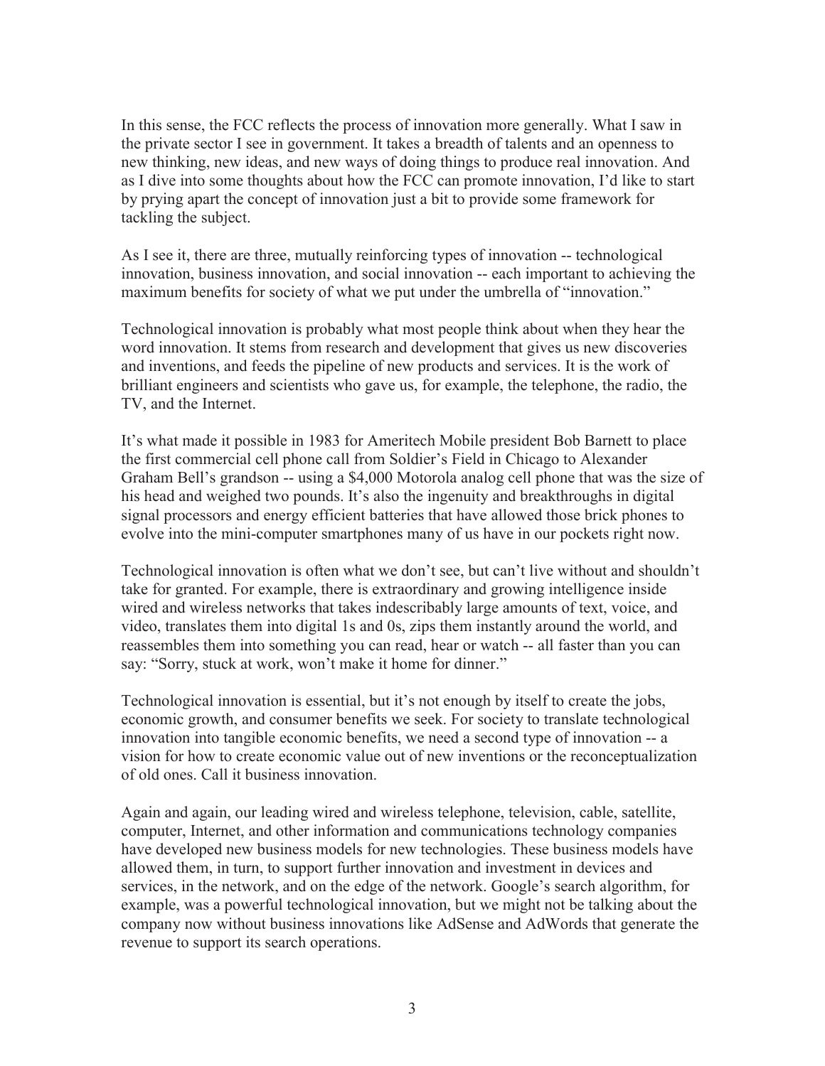In this sense, the FCC reflects the process of innovation more generally. What I saw in the private sector I see in government. It takes a breadth of talents and an openness to new thinking, new ideas, and new ways of doing things to produce real innovation. And as I dive into some thoughts about how the FCC can promote innovation, I'd like to start by prying apart the concept of innovation just a bit to provide some framework for tackling the subject.

As I see it, there are three, mutually reinforcing types of innovation -- technological innovation, business innovation, and social innovation -- each important to achieving the maximum benefits for society of what we put under the umbrella of "innovation."

Technological innovation is probably what most people think about when they hear the word innovation. It stems from research and development that gives us new discoveries and inventions, and feeds the pipeline of new products and services. It is the work of brilliant engineers and scientists who gave us, for example, the telephone, the radio, the TV, and the Internet.

It's what made it possible in 1983 for Ameritech Mobile president Bob Barnett to place the first commercial cell phone call from Soldier's Field in Chicago to Alexander Graham Bell's grandson -- using a $4,000 Motorola analog cell phone that was the size of his head and weighed two pounds. It's also the ingenuity and breakthroughs in digital signal processors and energy efficient batteries that have allowed those brick phones to evolve into the mini-computer smartphones many of us have in our pockets right now.

Technological innovation is often what we don't see, but can't live without and shouldn't take for granted. For example, there is extraordinary and growing intelligence inside wired and wireless networks that takes indescribably large amounts of text, voice, and video, translates them into digital 1s and 0s, zips them instantly around the world, and reassembles them into something you can read, hear or watch -- all faster than you can say: "Sorry, stuck at work, won't make it home for dinner."

Technological innovation is essential, but it's not enough by itself to create the jobs, economic growth, and consumer benefits we seek. For society to translate technological innovation into tangible economic benefits, we need a second type of innovation -- a vision for how to create economic value out of new inventions or the reconceptualization of old ones. Call it business innovation.

Again and again, our leading wired and wireless telephone, television, cable, satellite, computer, Internet, and other information and communications technology companies have developed new business models for new technologies. These business models have allowed them, in turn, to support further innovation and investment in devices and services, in the network, and on the edge of the network. Google's search algorithm, for example, was a powerful technological innovation, but we might not be talking about the company now without business innovations like AdSense and AdWords that generate the revenue to support its search operations.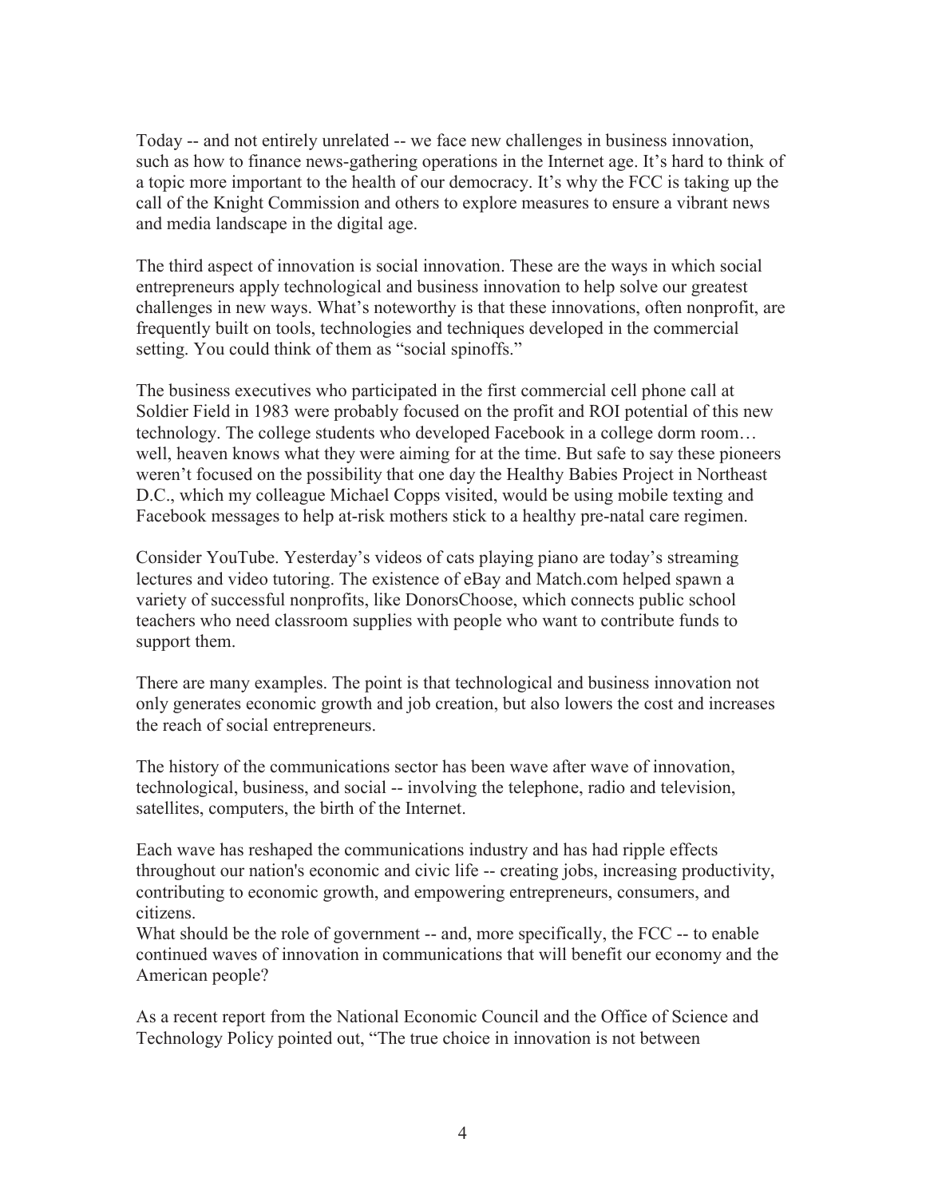Today -- and not entirely unrelated -- we face new challenges in business innovation, such as how to finance news-gathering operations in the Internet age. It's hard to think of a topic more important to the health of our democracy. It's why the FCC is taking up the call of the Knight Commission and others to explore measures to ensure a vibrant news and media landscape in the digital age.

The third aspect of innovation is social innovation. These are the ways in which social entrepreneurs apply technological and business innovation to help solve our greatest challenges in new ways. What's noteworthy is that these innovations, often nonprofit, are frequently built on tools, technologies and techniques developed in the commercial setting. You could think of them as "social spinoffs."

The business executives who participated in the first commercial cell phone call at Soldier Field in 1983 were probably focused on the profit and ROI potential of this new technology. The college students who developed Facebook in a college dorm room… well, heaven knows what they were aiming for at the time. But safe to say these pioneers weren't focused on the possibility that one day the Healthy Babies Project in Northeast D.C., which my colleague Michael Copps visited, would be using mobile texting and Facebook messages to help at-risk mothers stick to a healthy pre-natal care regimen.

Consider YouTube. Yesterday's videos of cats playing piano are today's streaming lectures and video tutoring. The existence of eBay and Match.com helped spawn a variety of successful nonprofits, like DonorsChoose, which connects public school teachers who need classroom supplies with people who want to contribute funds to support them.

There are many examples. The point is that technological and business innovation not only generates economic growth and job creation, but also lowers the cost and increases the reach of social entrepreneurs.

The history of the communications sector has been wave after wave of innovation, technological, business, and social -- involving the telephone, radio and television, satellites, computers, the birth of the Internet.

Each wave has reshaped the communications industry and has had ripple effects throughout our nation's economic and civic life -- creating jobs, increasing productivity, contributing to economic growth, and empowering entrepreneurs, consumers, and citizens.

What should be the role of government -- and, more specifically, the FCC -- to enable continued waves of innovation in communications that will benefit our economy and the American people?

As a recent report from the National Economic Council and the Office of Science and Technology Policy pointed out, "The true choice in innovation is not between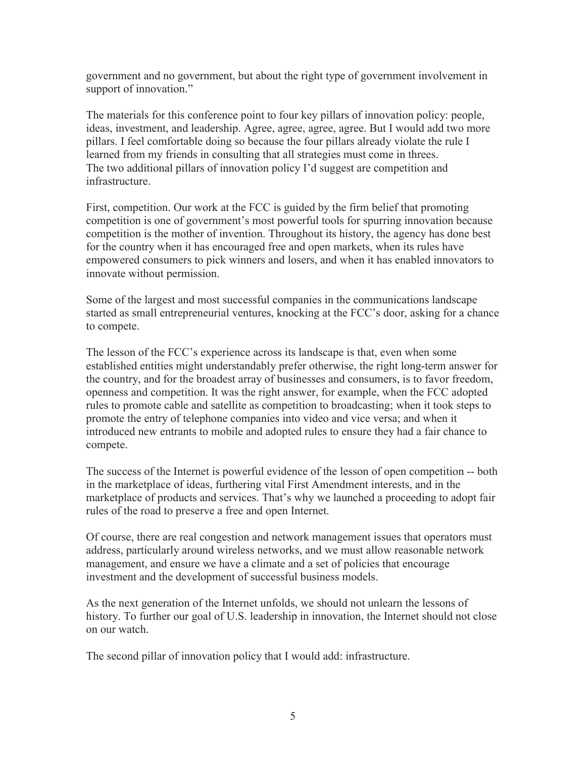government and no government, but about the right type of government involvement in support of innovation."

The materials for this conference point to four key pillars of innovation policy: people, ideas, investment, and leadership. Agree, agree, agree, agree. But I would add two more pillars. I feel comfortable doing so because the four pillars already violate the rule I learned from my friends in consulting that all strategies must come in threes. The two additional pillars of innovation policy I'd suggest are competition and infrastructure.

First, competition. Our work at the FCC is guided by the firm belief that promoting competition is one of government's most powerful tools for spurring innovation because competition is the mother of invention. Throughout its history, the agency has done best for the country when it has encouraged free and open markets, when its rules have empowered consumers to pick winners and losers, and when it has enabled innovators to innovate without permission.

Some of the largest and most successful companies in the communications landscape started as small entrepreneurial ventures, knocking at the FCC's door, asking for a chance to compete.

The lesson of the FCC's experience across its landscape is that, even when some established entities might understandably prefer otherwise, the right long-term answer for the country, and for the broadest array of businesses and consumers, is to favor freedom, openness and competition. It was the right answer, for example, when the FCC adopted rules to promote cable and satellite as competition to broadcasting; when it took steps to promote the entry of telephone companies into video and vice versa; and when it introduced new entrants to mobile and adopted rules to ensure they had a fair chance to compete.

The success of the Internet is powerful evidence of the lesson of open competition -- both in the marketplace of ideas, furthering vital First Amendment interests, and in the marketplace of products and services. That's why we launched a proceeding to adopt fair rules of the road to preserve a free and open Internet.

Of course, there are real congestion and network management issues that operators must address, particularly around wireless networks, and we must allow reasonable network management, and ensure we have a climate and a set of policies that encourage investment and the development of successful business models.

As the next generation of the Internet unfolds, we should not unlearn the lessons of history. To further our goal of U.S. leadership in innovation, the Internet should not close on our watch.

The second pillar of innovation policy that I would add: infrastructure.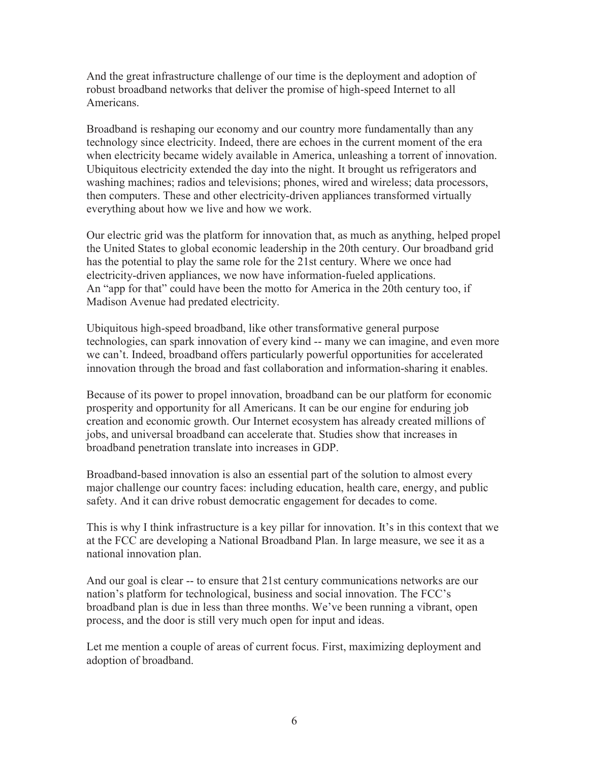And the great infrastructure challenge of our time is the deployment and adoption of robust broadband networks that deliver the promise of high-speed Internet to all Americans.

Broadband is reshaping our economy and our country more fundamentally than any technology since electricity. Indeed, there are echoes in the current moment of the era when electricity became widely available in America, unleashing a torrent of innovation. Ubiquitous electricity extended the day into the night. It brought us refrigerators and washing machines; radios and televisions; phones, wired and wireless; data processors, then computers. These and other electricity-driven appliances transformed virtually everything about how we live and how we work.

Our electric grid was the platform for innovation that, as much as anything, helped propel the United States to global economic leadership in the 20th century. Our broadband grid has the potential to play the same role for the 21st century. Where we once had electricity-driven appliances, we now have information-fueled applications. An "app for that" could have been the motto for America in the 20th century too, if Madison Avenue had predated electricity.

Ubiquitous high-speed broadband, like other transformative general purpose technologies, can spark innovation of every kind -- many we can imagine, and even more we can't. Indeed, broadband offers particularly powerful opportunities for accelerated innovation through the broad and fast collaboration and information-sharing it enables.

Because of its power to propel innovation, broadband can be our platform for economic prosperity and opportunity for all Americans. It can be our engine for enduring job creation and economic growth. Our Internet ecosystem has already created millions of jobs, and universal broadband can accelerate that. Studies show that increases in broadband penetration translate into increases in GDP.

Broadband-based innovation is also an essential part of the solution to almost every major challenge our country faces: including education, health care, energy, and public safety. And it can drive robust democratic engagement for decades to come.

This is why I think infrastructure is a key pillar for innovation. It's in this context that we at the FCC are developing a National Broadband Plan. In large measure, we see it as a national innovation plan.

And our goal is clear -- to ensure that 21st century communications networks are our nation's platform for technological, business and social innovation. The FCC's broadband plan is due in less than three months. We've been running a vibrant, open process, and the door is still very much open for input and ideas.

Let me mention a couple of areas of current focus. First, maximizing deployment and adoption of broadband.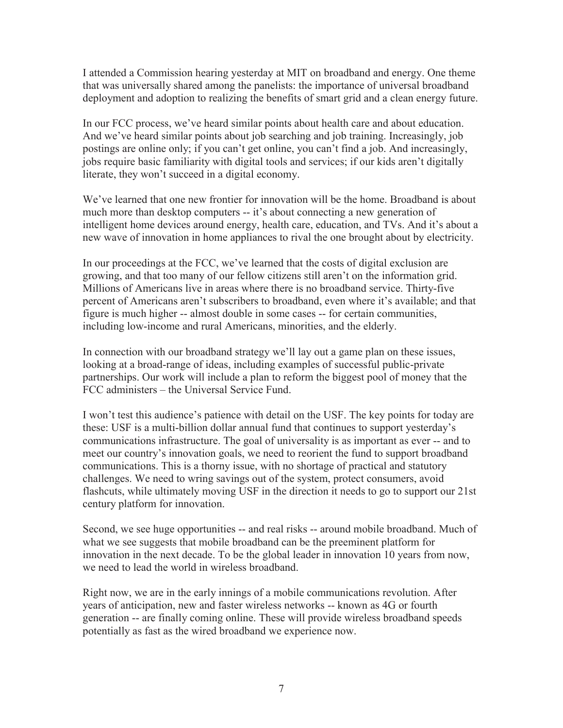I attended a Commission hearing yesterday at MIT on broadband and energy. One theme that was universally shared among the panelists: the importance of universal broadband deployment and adoption to realizing the benefits of smart grid and a clean energy future.

In our FCC process, we've heard similar points about health care and about education. And we've heard similar points about job searching and job training. Increasingly, job postings are online only; if you can't get online, you can't find a job. And increasingly, jobs require basic familiarity with digital tools and services; if our kids aren't digitally literate, they won't succeed in a digital economy.

We've learned that one new frontier for innovation will be the home. Broadband is about much more than desktop computers -- it's about connecting a new generation of intelligent home devices around energy, health care, education, and TVs. And it's about a new wave of innovation in home appliances to rival the one brought about by electricity.

In our proceedings at the FCC, we've learned that the costs of digital exclusion are growing, and that too many of our fellow citizens still aren't on the information grid. Millions of Americans live in areas where there is no broadband service. Thirty-five percent of Americans aren't subscribers to broadband, even where it's available; and that figure is much higher -- almost double in some cases -- for certain communities, including low-income and rural Americans, minorities, and the elderly.

In connection with our broadband strategy we'll lay out a game plan on these issues, looking at a broad-range of ideas, including examples of successful public-private partnerships. Our work will include a plan to reform the biggest pool of money that the FCC administers – the Universal Service Fund.

I won't test this audience's patience with detail on the USF. The key points for today are these: USF is a multi-billion dollar annual fund that continues to support yesterday's communications infrastructure. The goal of universality is as important as ever -- and to meet our country's innovation goals, we need to reorient the fund to support broadband communications. This is a thorny issue, with no shortage of practical and statutory challenges. We need to wring savings out of the system, protect consumers, avoid flashcuts, while ultimately moving USF in the direction it needs to go to support our 21st century platform for innovation.

Second, we see huge opportunities -- and real risks -- around mobile broadband. Much of what we see suggests that mobile broadband can be the preeminent platform for innovation in the next decade. To be the global leader in innovation 10 years from now, we need to lead the world in wireless broadband.

Right now, we are in the early innings of a mobile communications revolution. After years of anticipation, new and faster wireless networks -- known as 4G or fourth generation -- are finally coming online. These will provide wireless broadband speeds potentially as fast as the wired broadband we experience now.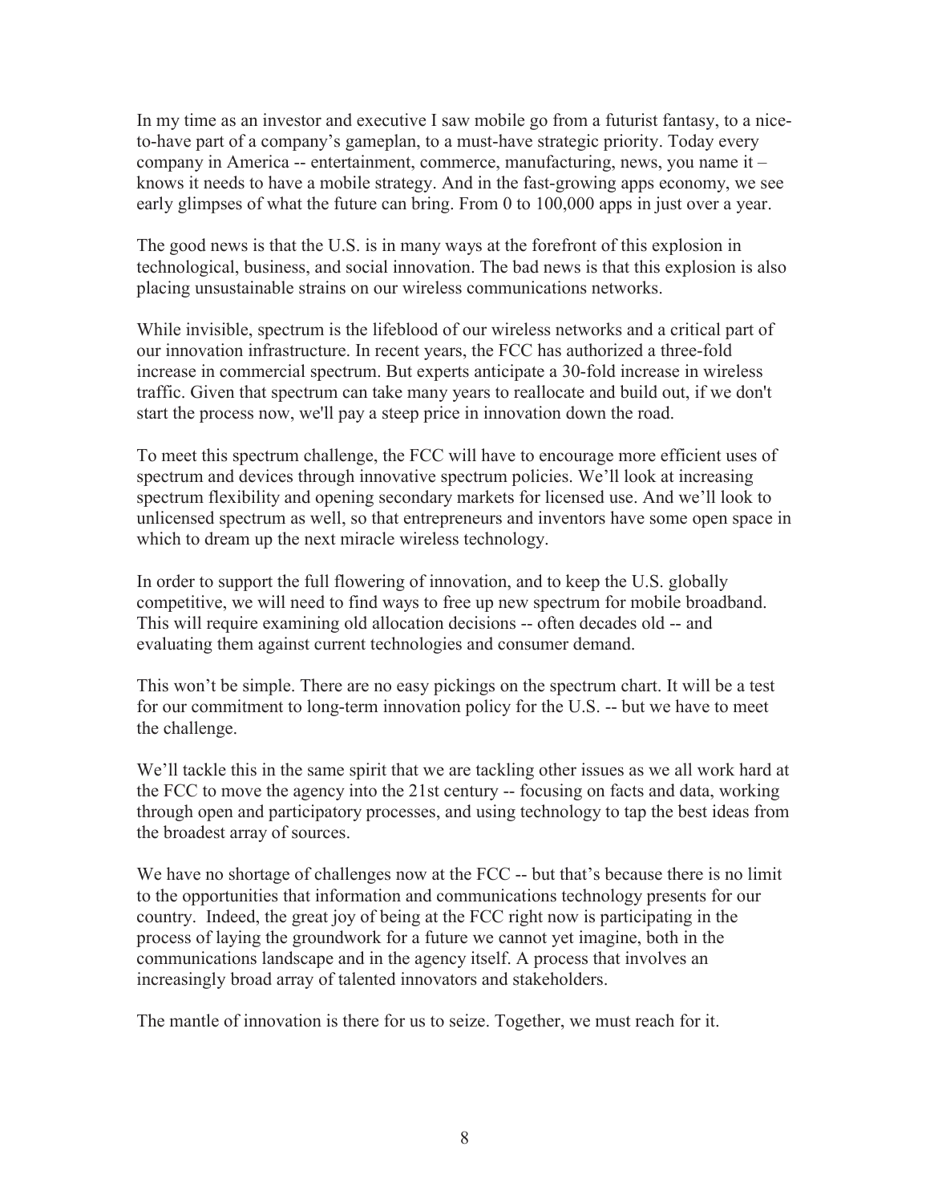In my time as an investor and executive I saw mobile go from a futurist fantasy, to a nice-to-have part of a company's gameplan, to a must-have strategic priority. Today every company in America -- entertainment, commerce, manufacturing, news, you name it – knows it needs to have a mobile strategy. And in the fast-growing apps economy, we see early glimpses of what the future can bring. From 0 to 100,000 apps in just over a year.

The good news is that the U.S. is in many ways at the forefront of this explosion in technological, business, and social innovation. The bad news is that this explosion is also placing unsustainable strains on our wireless communications networks.

While invisible, spectrum is the lifeblood of our wireless networks and a critical part of our innovation infrastructure. In recent years, the FCC has authorized a three-fold increase in commercial spectrum. But experts anticipate a 30-fold increase in wireless traffic. Given that spectrum can take many years to reallocate and build out, if we don't start the process now, we'll pay a steep price in innovation down the road.

To meet this spectrum challenge, the FCC will have to encourage more efficient uses of spectrum and devices through innovative spectrum policies. We'll look at increasing spectrum flexibility and opening secondary markets for licensed use. And we'll look to unlicensed spectrum as well, so that entrepreneurs and inventors have some open space in which to dream up the next miracle wireless technology.

In order to support the full flowering of innovation, and to keep the U.S. globally competitive, we will need to find ways to free up new spectrum for mobile broadband. This will require examining old allocation decisions -- often decades old -- and evaluating them against current technologies and consumer demand.

This won't be simple. There are no easy pickings on the spectrum chart. It will be a test for our commitment to long-term innovation policy for the U.S. -- but we have to meet the challenge.

We'll tackle this in the same spirit that we are tackling other issues as we all work hard at the FCC to move the agency into the 21st century -- focusing on facts and data, working through open and participatory processes, and using technology to tap the best ideas from the broadest array of sources.

We have no shortage of challenges now at the FCC -- but that's because there is no limit to the opportunities that information and communications technology presents for our country. Indeed, the great joy of being at the FCC right now is participating in the process of laying the groundwork for a future we cannot yet imagine, both in the communications landscape and in the agency itself. A process that involves an increasingly broad array of talented innovators and stakeholders.

The mantle of innovation is there for us to seize. Together, we must reach for it.